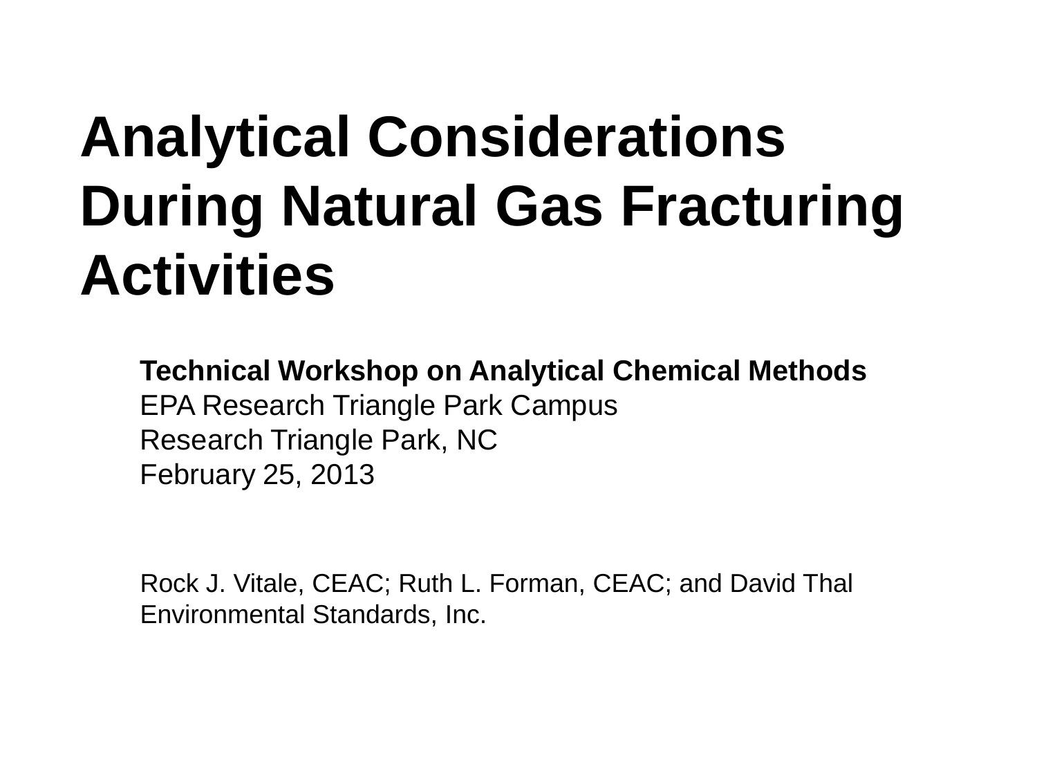# Analytical Considerations During Natural Gas Fracturing Activities

**Technical Workshop on Analytical Chemical Methods**
EPA Research Triangle Park Campus
Research Triangle Park, NC
February 25, 2013

Rock J. Vitale, CEAC; Ruth L. Forman, CEAC; and David Thal
Environmental Standards, Inc.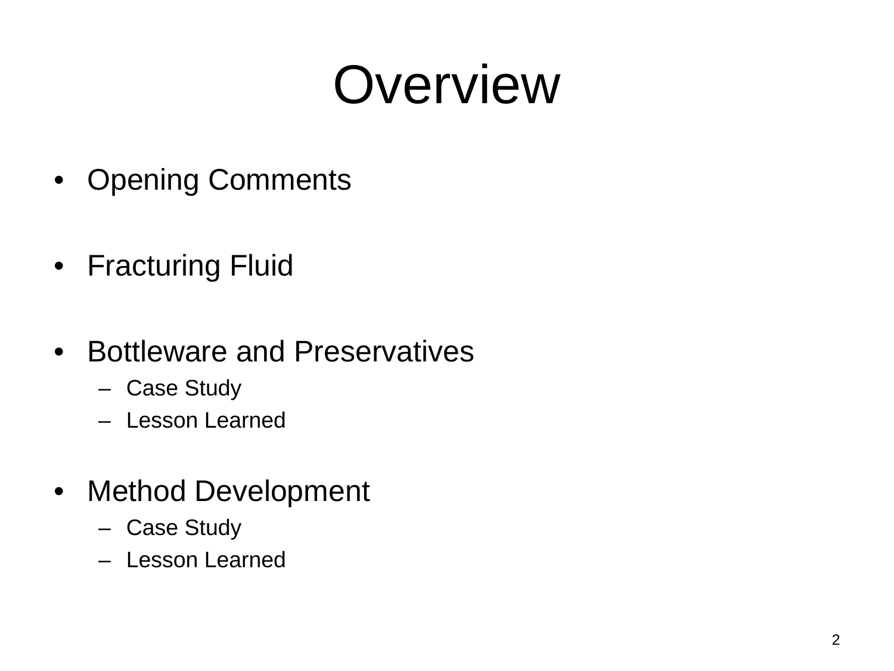# Overview

- Opening Comments
- Fracturing Fluid
- Bottleware and Preservatives
  - Case Study
  - Lesson Learned
- Method Development
  - Case Study
  - Lesson Learned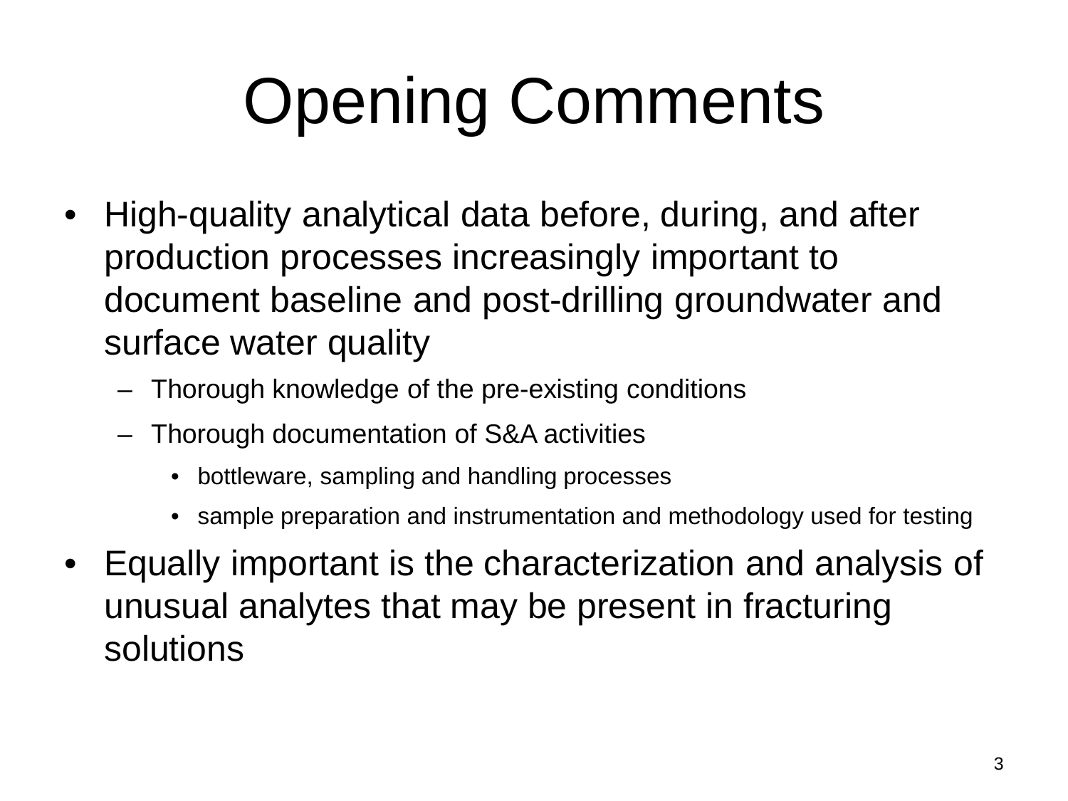# Opening Comments

- High-quality analytical data before, during, and after production processes increasingly important to document baseline and post-drilling groundwater and surface water quality
  - Thorough knowledge of the pre-existing conditions
  - Thorough documentation of S&A activities
    - bottleware, sampling and handling processes
    - sample preparation and instrumentation and methodology used for testing
- Equally important is the characterization and analysis of unusual analytes that may be present in fracturing solutions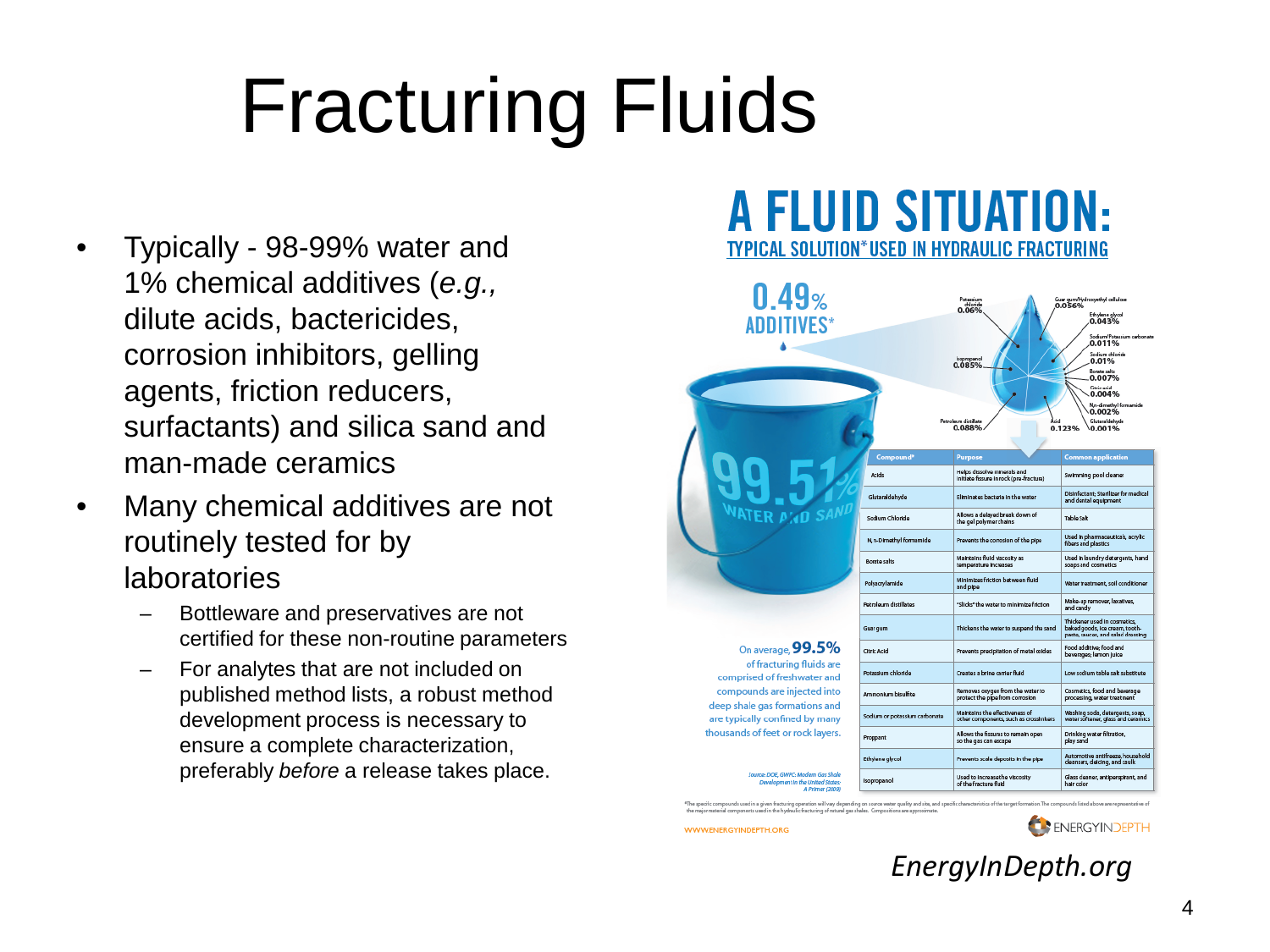# Fracturing Fluids

- Typically - 98-99% water and 1% chemical additives (*e.g.,* dilute acids, bactericides, corrosion inhibitors, gelling agents, friction reducers, surfactants) and silica sand and man-made ceramics
- Many chemical additives are not routinely tested for by laboratories
  - Bottleware and preservatives are not certified for these non-routine parameters
  - For analytes that are not included on published method lists, a robust method development process is necessary to ensure a complete characterization, preferably *before* a release takes place.

## A FLUID SITUATION:

TYPICAL SOLUTION* USED IN HYDRAULIC FRACTURING

0.49% ADDITIVES*

99.51% WATER AND SAND

Potassium chloride 0.06%; Guar gum/Hydroxyethyl cellulose 0.056%; Ethylene glycol 0.043%; Sodium/Potassium carbonate 0.011%; Sodium chloride 0.01%; Borate salts 0.007%; Citric acid 0.004%; N,n-dimethyl formamide 0.002%; Glutaraldehyde 0.001%; Acid 0.123%; Petroleum distillate 0.088%; Isopropanol 0.085%

| Compound* | Purpose | Common application |
|---|---|---|
| Acids | Helps dissolve minerals and initiate fissure in rock (pre-fracture) | Swimming pool cleaner |
| Glutaraldehyde | Eliminates bacteria in the water | Disinfectant; Sterilizer for medical and dental equipment |
| Sodium Chloride | Allows a delayed break down of the gel polymer chains | Table salt |
| N, n-Dimethyl formamide | Prevents the corrosion of the pipe | Used in pharmaceuticals, acrylic fibers and plastics |
| Borate salts | Maintains fluid viscosity as temperature increases | Used in laundry detergents, hand soaps and cosmetics |
| Polyacrylamide | Minimizes friction between fluid and pipe | Water treatment, soil conditioner |
| Petroleum distillates | "Slicks" the water to minimize friction | Make-up remover, laxatives, and candy |
| Guar gum | Thickens the water to suspend the sand | Thickener used in cosmetics, baked goods, ice cream, toothpaste, sauces, and salad dressing |
| Citric Acid | Prevents precipitation of metal oxides | Food additive; food and beverages; lemon juice |
| Potassium chloride | Creates a brine carrier fluid | Low sodium table salt substitute |
| Ammonium bisulfite | Removes oxygen from the water to protect the pipe from corrosion | Cosmetics, food and beverage processing, water treatment |
| Sodium or potassium carbonate | Maintains the effectiveness of other components, such as crosslinkers | Washing soda, detergents, soap, water softener, glass and ceramics |
| Proppant | Allows the fissures to remain open so the gas can escape | Drinking water filtration, play sand |
| Ethylene glycol | Prevents scale deposits in the pipe | Automotive antifreeze, household cleansers, deicing, and caulk |
| Isopropanol | Used to increase the viscosity of the fracture fluid | Glass cleaner, antiperspirant, and hair color |

On average, **99.5%** of fracturing fluids are comprised of freshwater and compounds are injected into deep shale gas formations and are typically confined by many thousands of feet or rock layers.

*Source: DOE, GWPC: Modern Gas Shale Development In the United States: A Primer (2009)*

*The specific compounds used in a given fracturing operation will vary depending on source water quality and site, and specific characteristics of the target formation. The compounds listed above are representative of the major material components used in the hydraulic fracturing of natural gas shales. Compositions are approximate.

WWW.ENERGYINDEPTH.ORG

ENERGYINDEPTH

*EnergyInDepth.org*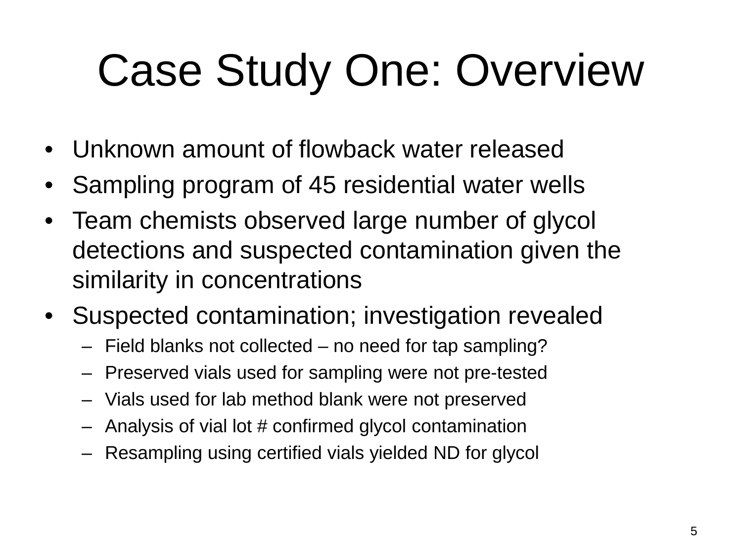# Case Study One: Overview

- Unknown amount of flowback water released
- Sampling program of 45 residential water wells
- Team chemists observed large number of glycol detections and suspected contamination given the similarity in concentrations
- Suspected contamination; investigation revealed
  - Field blanks not collected – no need for tap sampling?
  - Preserved vials used for sampling were not pre-tested
  - Vials used for lab method blank were not preserved
  - Analysis of vial lot # confirmed glycol contamination
  - Resampling using certified vials yielded ND for glycol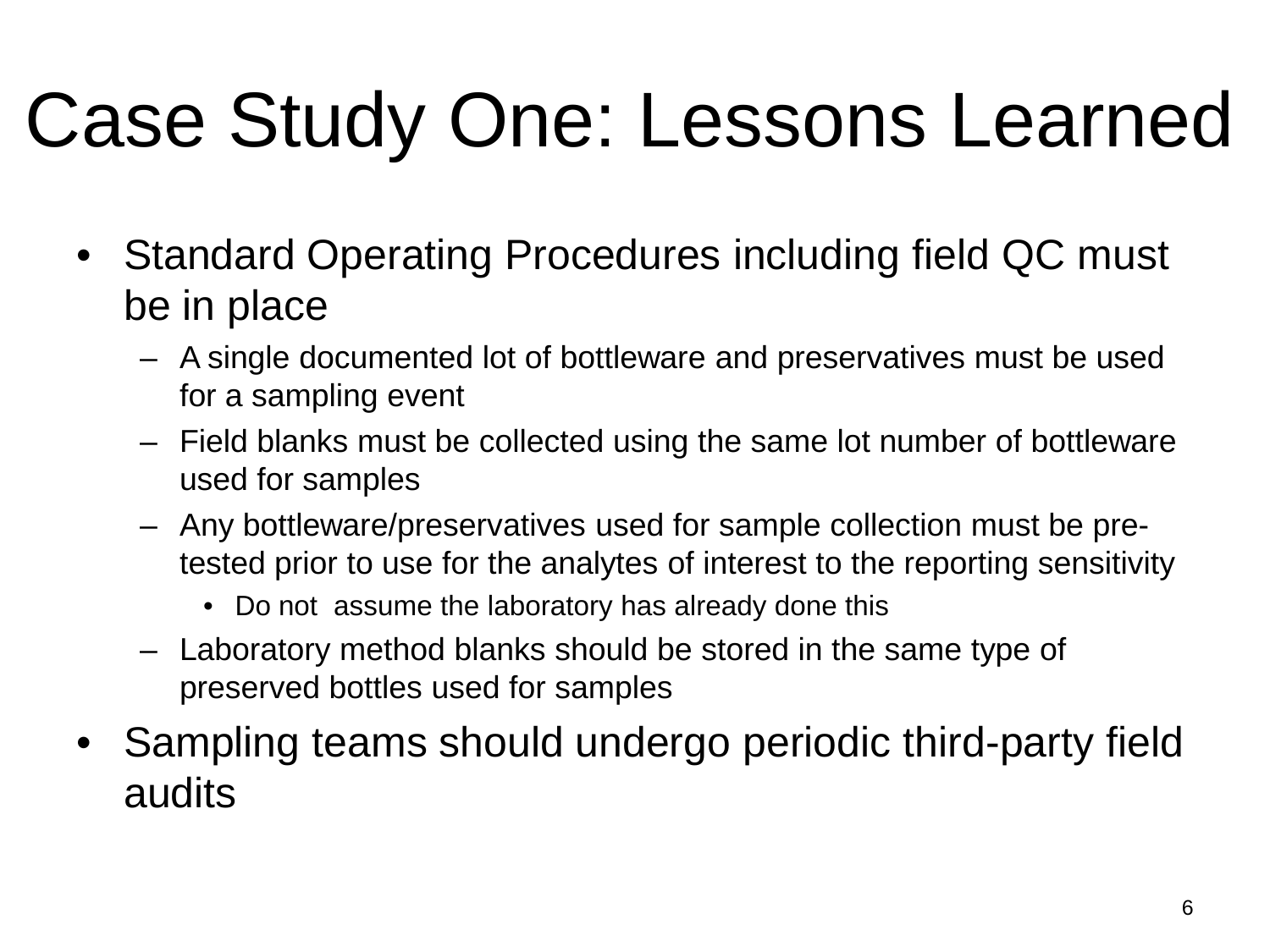# Case Study One: Lessons Learned

- Standard Operating Procedures including field QC must be in place
  - A single documented lot of bottleware and preservatives must be used for a sampling event
  - Field blanks must be collected using the same lot number of bottleware used for samples
  - Any bottleware/preservatives used for sample collection must be pre-tested prior to use for the analytes of interest to the reporting sensitivity
    - Do not assume the laboratory has already done this
  - Laboratory method blanks should be stored in the same type of preserved bottles used for samples
- Sampling teams should undergo periodic third-party field audits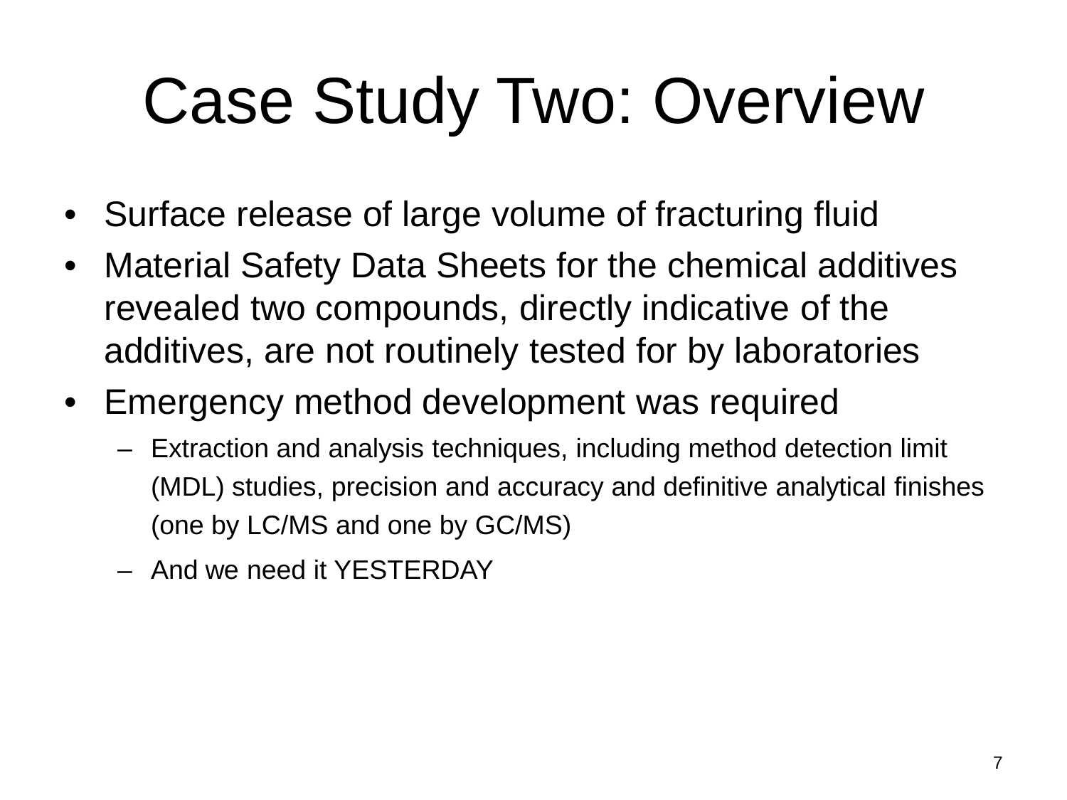# Case Study Two: Overview

- Surface release of large volume of fracturing fluid
- Material Safety Data Sheets for the chemical additives revealed two compounds, directly indicative of the additives, are not routinely tested for by laboratories
- Emergency method development was required
  - Extraction and analysis techniques, including method detection limit (MDL) studies, precision and accuracy and definitive analytical finishes (one by LC/MS and one by GC/MS)
  - And we need it YESTERDAY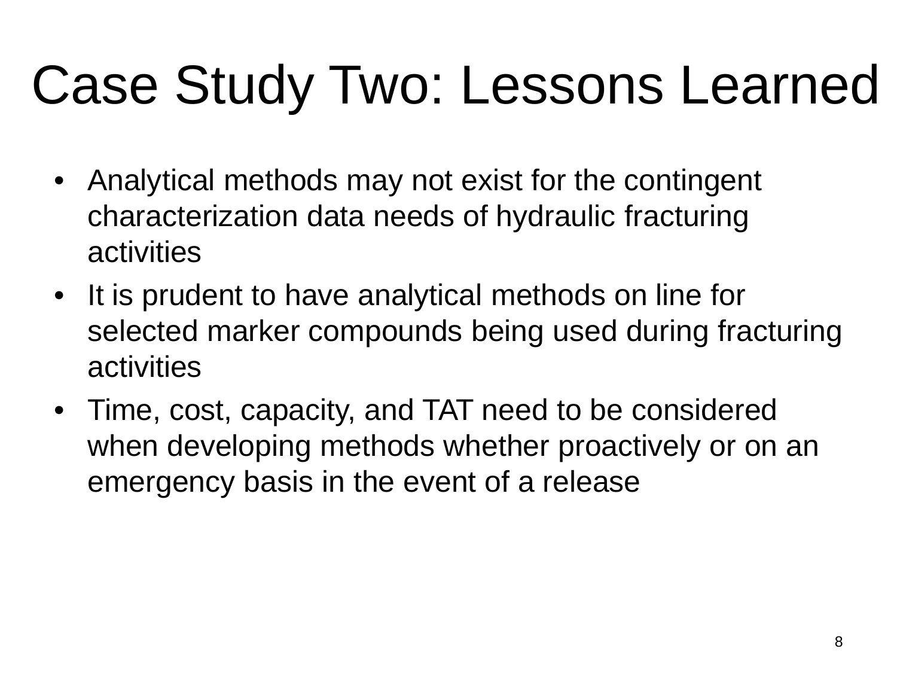# Case Study Two: Lessons Learned

- Analytical methods may not exist for the contingent characterization data needs of hydraulic fracturing activities
- It is prudent to have analytical methods on line for selected marker compounds being used during fracturing activities
- Time, cost, capacity, and TAT need to be considered when developing methods whether proactively or on an emergency basis in the event of a release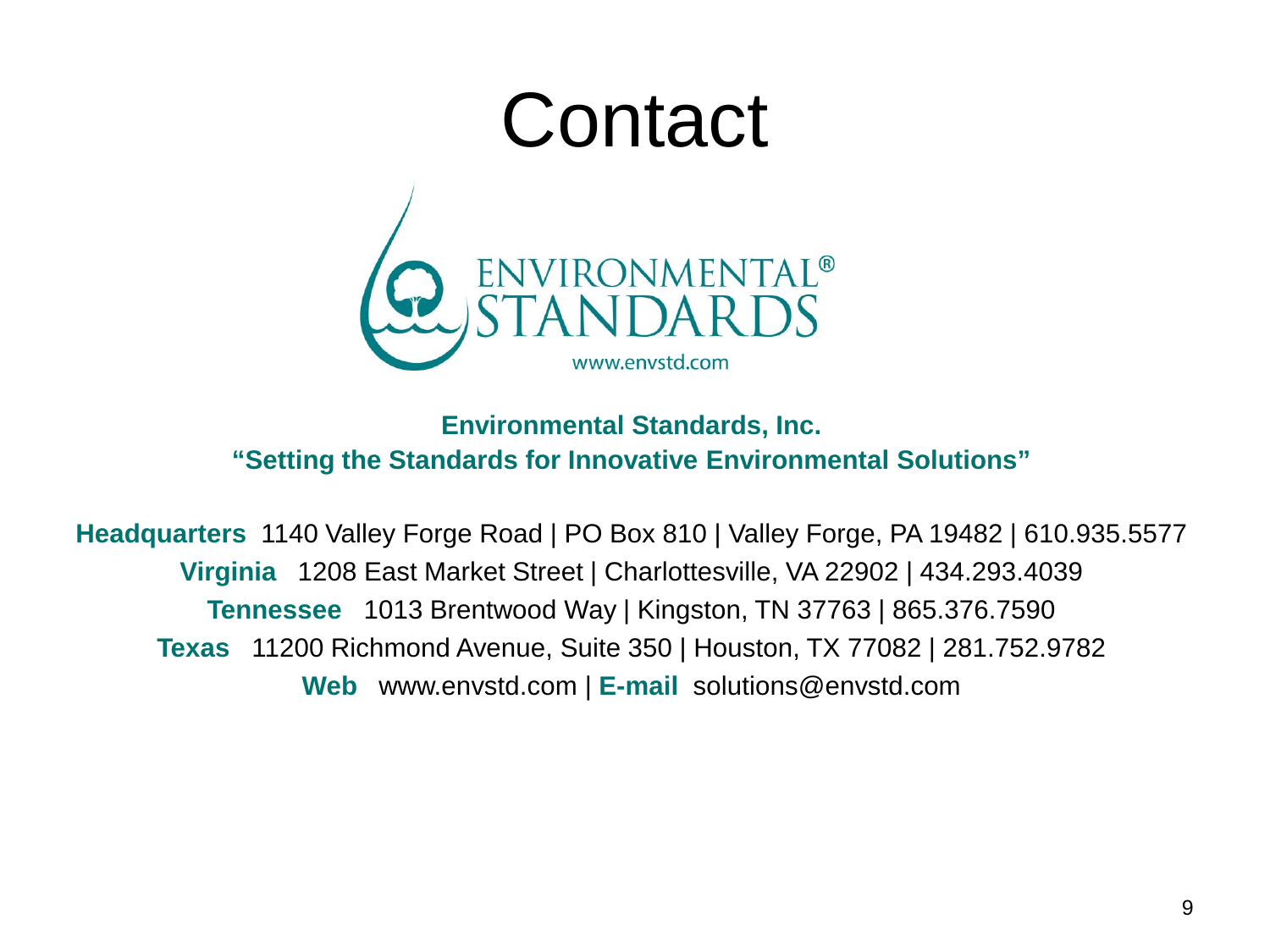# Contact

ENVIRONMENTAL® STANDARDS

www.envstd.com

**Environmental Standards, Inc.**

**"Setting the Standards for Innovative Environmental Solutions"**

**Headquarters** 1140 Valley Forge Road | PO Box 810 | Valley Forge, PA 19482 | 610.935.5577

**Virginia** 1208 East Market Street | Charlottesville, VA 22902 | 434.293.4039

**Tennessee** 1013 Brentwood Way | Kingston, TN 37763 | 865.376.7590

**Texas** 11200 Richmond Avenue, Suite 350 | Houston, TX 77082 | 281.752.9782

**Web** www.envstd.com | **E-mail** solutions@envstd.com